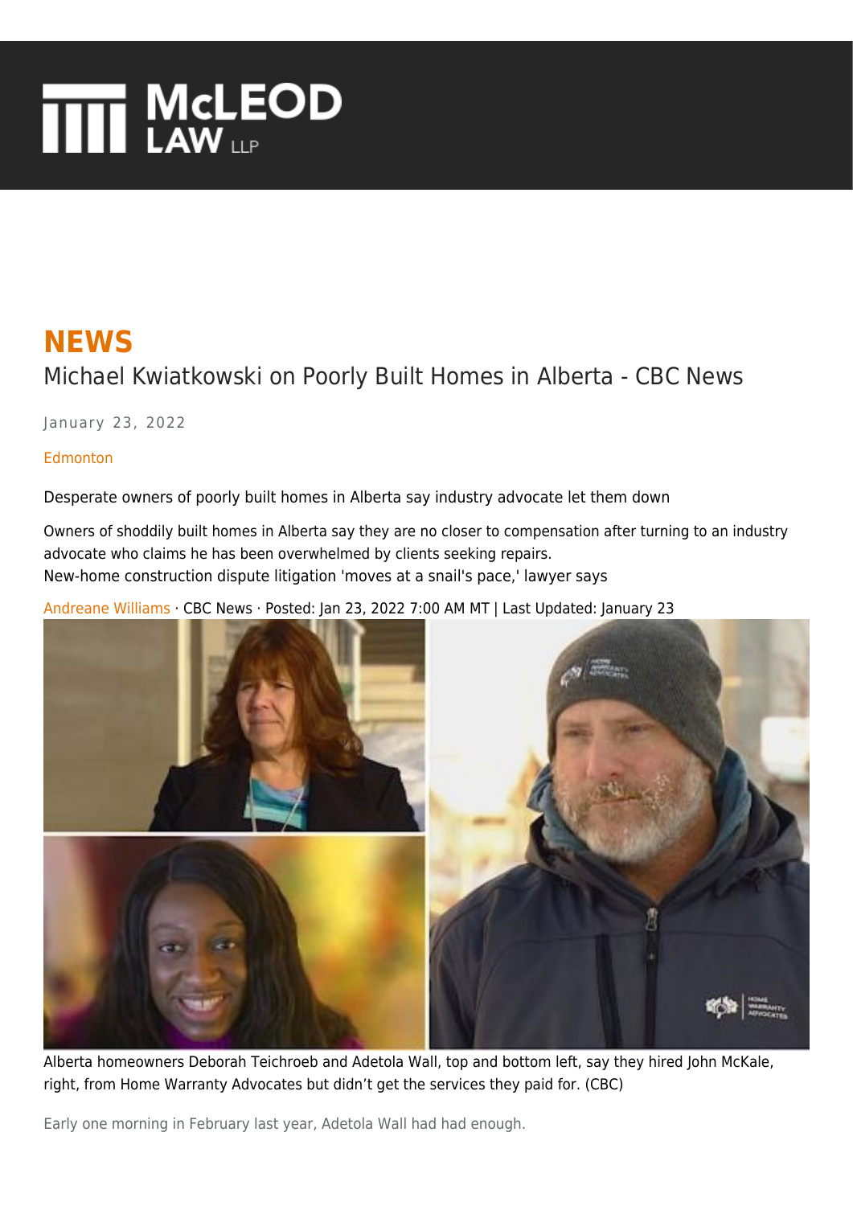McLEOD LAW LLP

# NEWS

## Michael Kwiatkowski on Poorly Built Homes in Alberta - CBC News

January 23, 2022

Edmonton

Desperate owners of poorly built homes in Alberta say industry advocate let them down

Owners of shoddily built homes in Alberta say they are no closer to compensation after turning to an industry advocate who claims he has been overwhelmed by clients seeking repairs.
New-home construction dispute litigation 'moves at a snail's pace,' lawyer says

Andreane Williams · CBC News · Posted: Jan 23, 2022 7:00 AM MT | Last Updated: January 23

Alberta homeowners Deborah Teichroeb and Adetola Wall, top and bottom left, say they hired John McKale, right, from Home Warranty Advocates but didn't get the services they paid for. (CBC)

Early one morning in February last year, Adetola Wall had had enough.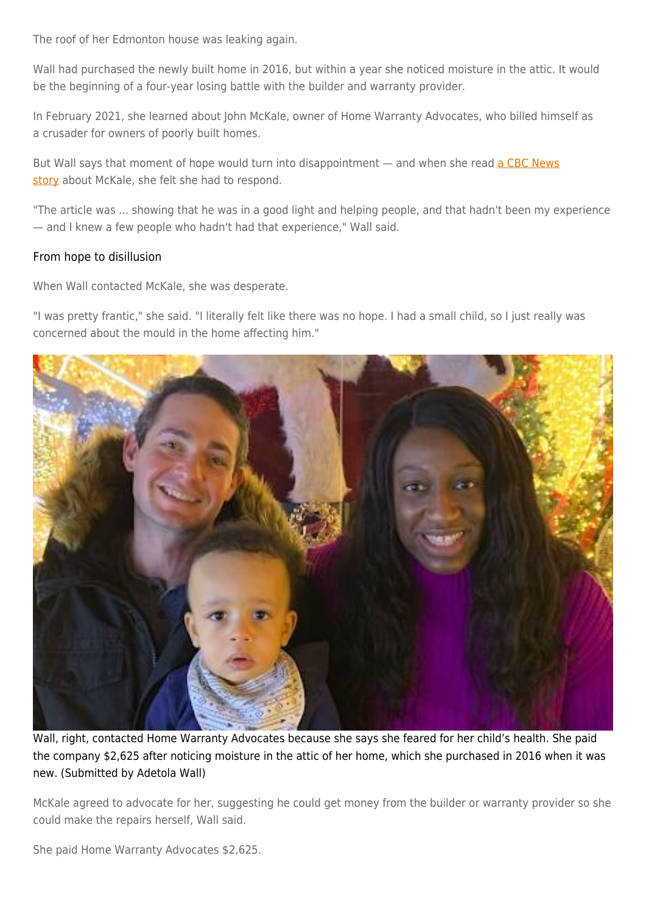The roof of her Edmonton house was leaking again.

Wall had purchased the newly built home in 2016, but within a year she noticed moisture in the attic. It would be the beginning of a four-year losing battle with the builder and warranty provider.

In February 2021, she learned about John McKale, owner of Home Warranty Advocates, who billed himself as a crusader for owners of poorly built homes.

But Wall says that moment of hope would turn into disappointment — and when she read a CBC News story about McKale, she felt she had to respond.

"The article was ... showing that he was in a good light and helping people, and that hadn't been my experience — and I knew a few people who hadn't had that experience," Wall said.

## From hope to disillusion

When Wall contacted McKale, she was desperate.

"I was pretty frantic," she said. "I literally felt like there was no hope. I had a small child, so I just really was concerned about the mould in the home affecting him."

Wall, right, contacted Home Warranty Advocates because she says she feared for her child's health. She paid the company $2,625 after noticing moisture in the attic of her home, which she purchased in 2016 when it was new. (Submitted by Adetola Wall)

McKale agreed to advocate for her, suggesting he could get money from the builder or warranty provider so she could make the repairs herself, Wall said.

She paid Home Warranty Advocates $2,625.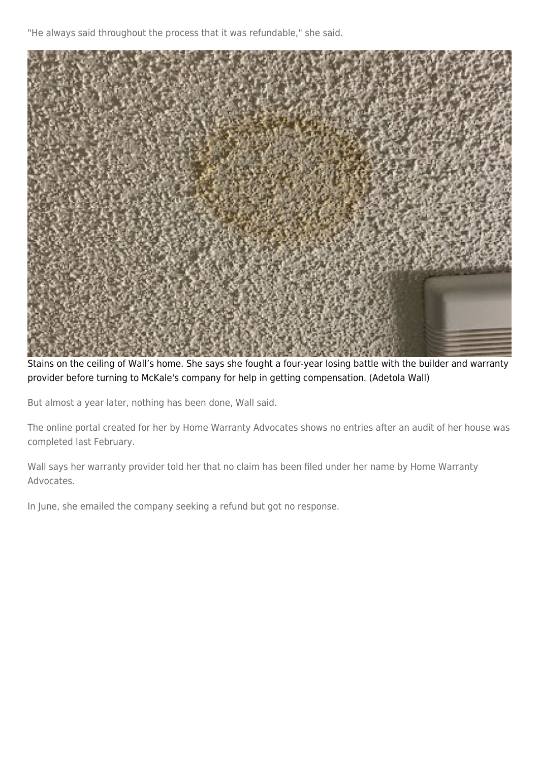"He always said throughout the process that it was refundable," she said.

Stains on the ceiling of Wall's home. She says she fought a four-year losing battle with the builder and warranty provider before turning to McKale's company for help in getting compensation. (Adetola Wall)

But almost a year later, nothing has been done, Wall said.

The online portal created for her by Home Warranty Advocates shows no entries after an audit of her house was completed last February.

Wall says her warranty provider told her that no claim has been filed under her name by Home Warranty Advocates.

In June, she emailed the company seeking a refund but got no response.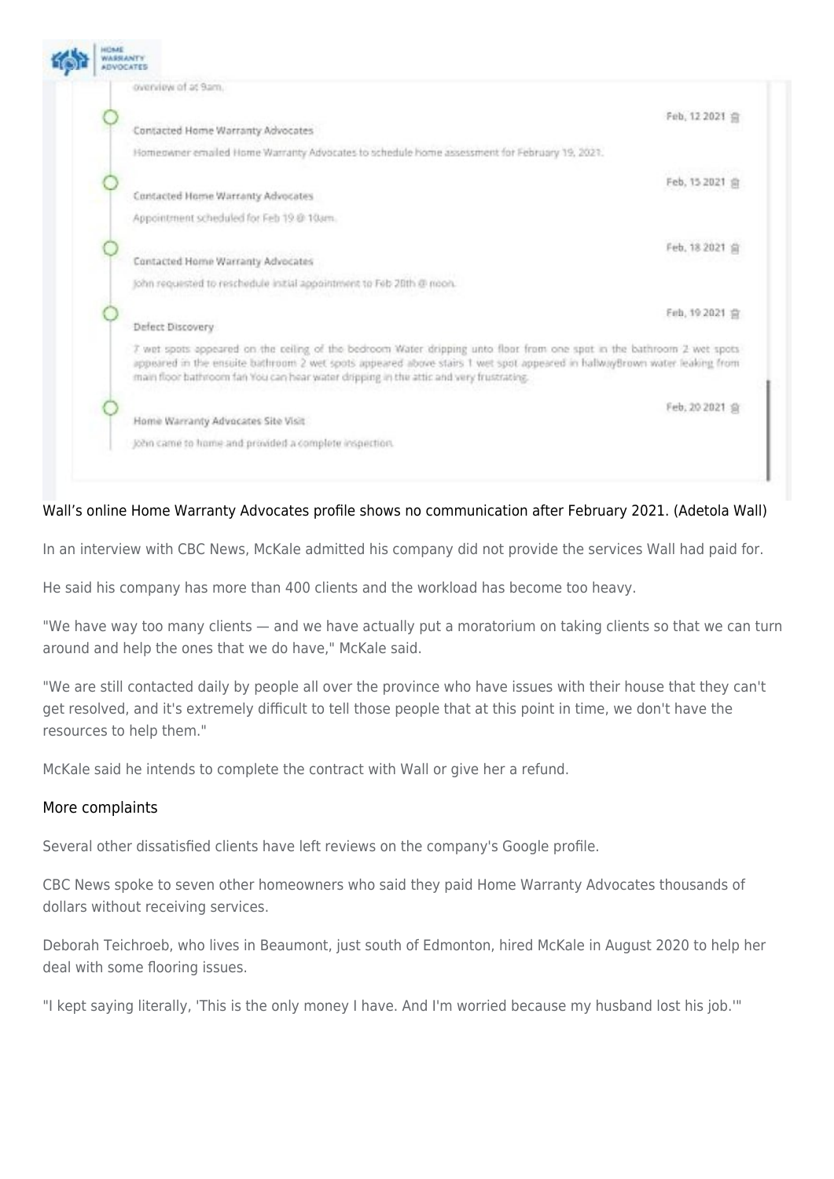overview of at 9am.

Feb, 12 2021

Contacted Home Warranty Advocates

Homeowner emailed Home Warranty Advocates to schedule home assessment for February 19, 2021.

Feb, 15 2021

Contacted Home Warranty Advocates

Appointment scheduled for Feb 19 @ 10am.

Feb, 18 2021

Contacted Home Warranty Advocates

John requested to reschedule initial appointment to Feb 20th @ noon.

Feb, 19 2021

Defect Discovery

7 wet spots appeared on the ceiling of the bedroom Water dripping unto floor from one spot in the bathroom 2 wet spots appeared in the ensuite bathroom 2 wet spots appeared above stairs 1 wet spot appeared in hallwayBrown water leaking from main floor bathroom fan You can hear water dripping in the attic and very frustrating.

Feb, 20 2021

Home Warranty Advocates Site Visit

John came to home and provided a complete inspection.

Wall's online Home Warranty Advocates profile shows no communication after February 2021. (Adetola Wall)

In an interview with CBC News, McKale admitted his company did not provide the services Wall had paid for.

He said his company has more than 400 clients and the workload has become too heavy.

"We have way too many clients — and we have actually put a moratorium on taking clients so that we can turn around and help the ones that we do have," McKale said.

"We are still contacted daily by people all over the province who have issues with their house that they can't get resolved, and it's extremely difficult to tell those people that at this point in time, we don't have the resources to help them."

McKale said he intends to complete the contract with Wall or give her a refund.

## More complaints

Several other dissatisfied clients have left reviews on the company's Google profile.

CBC News spoke to seven other homeowners who said they paid Home Warranty Advocates thousands of dollars without receiving services.

Deborah Teichroeb, who lives in Beaumont, just south of Edmonton, hired McKale in August 2020 to help her deal with some flooring issues.

"I kept saying literally, 'This is the only money I have. And I'm worried because my husband lost his job.'"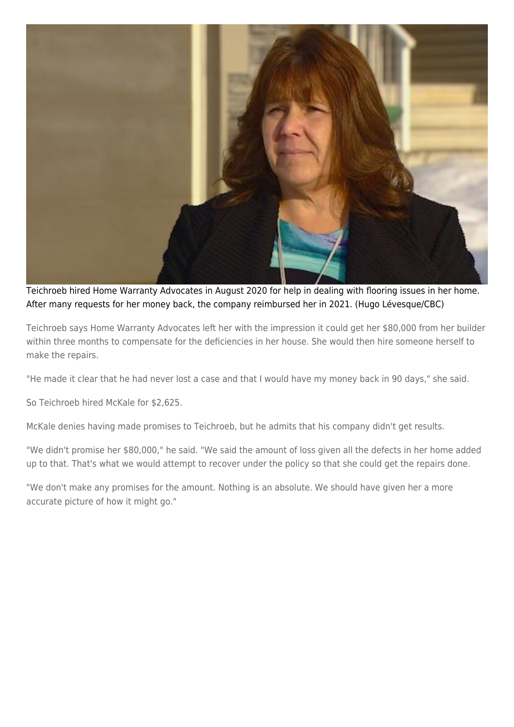Teichroeb hired Home Warranty Advocates in August 2020 for help in dealing with flooring issues in her home. After many requests for her money back, the company reimbursed her in 2021. (Hugo Lévesque/CBC)

Teichroeb says Home Warranty Advocates left her with the impression it could get her $80,000 from her builder within three months to compensate for the deficiencies in her house. She would then hire someone herself to make the repairs.

"He made it clear that he had never lost a case and that I would have my money back in 90 days," she said.

So Teichroeb hired McKale for $2,625.

McKale denies having made promises to Teichroeb, but he admits that his company didn't get results.

"We didn't promise her $80,000," he said. "We said the amount of loss given all the defects in her home added up to that. That's what we would attempt to recover under the policy so that she could get the repairs done.

"We don't make any promises for the amount. Nothing is an absolute. We should have given her a more accurate picture of how it might go."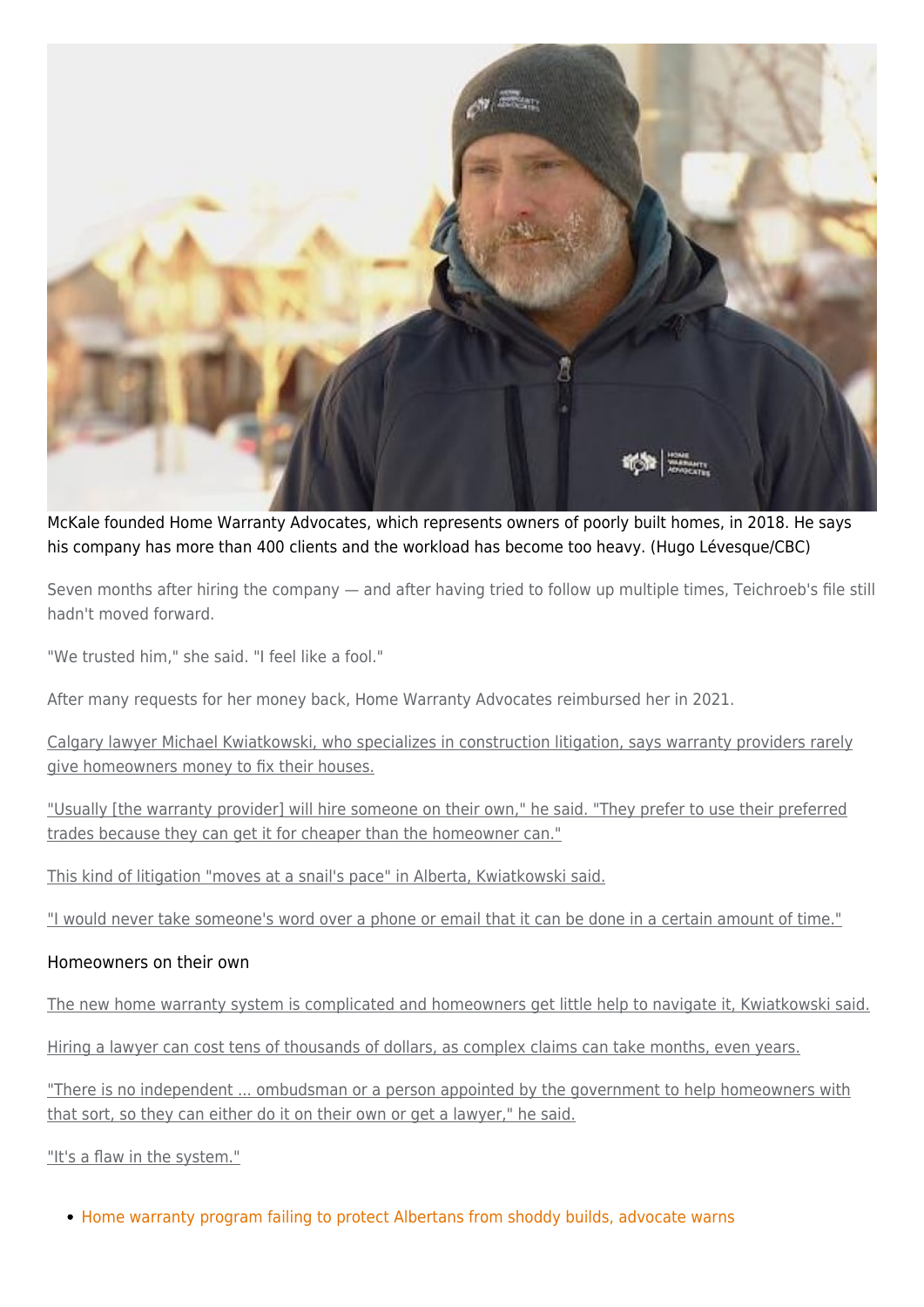McKale founded Home Warranty Advocates, which represents owners of poorly built homes, in 2018. He says his company has more than 400 clients and the workload has become too heavy. (Hugo Lévesque/CBC)

Seven months after hiring the company — and after having tried to follow up multiple times, Teichroeb's file still hadn't moved forward.

"We trusted him," she said. "I feel like a fool."

After many requests for her money back, Home Warranty Advocates reimbursed her in 2021.

Calgary lawyer Michael Kwiatkowski, who specializes in construction litigation, says warranty providers rarely give homeowners money to fix their houses.

"Usually [the warranty provider] will hire someone on their own," he said. "They prefer to use their preferred trades because they can get it for cheaper than the homeowner can."

This kind of litigation "moves at a snail's pace" in Alberta, Kwiatkowski said.

"I would never take someone's word over a phone or email that it can be done in a certain amount of time."

## Homeowners on their own

The new home warranty system is complicated and homeowners get little help to navigate it, Kwiatkowski said.

Hiring a lawyer can cost tens of thousands of dollars, as complex claims can take months, even years.

"There is no independent ... ombudsman or a person appointed by the government to help homeowners with that sort, so they can either do it on their own or get a lawyer," he said.

"It's a flaw in the system."

- Home warranty program failing to protect Albertans from shoddy builds, advocate warns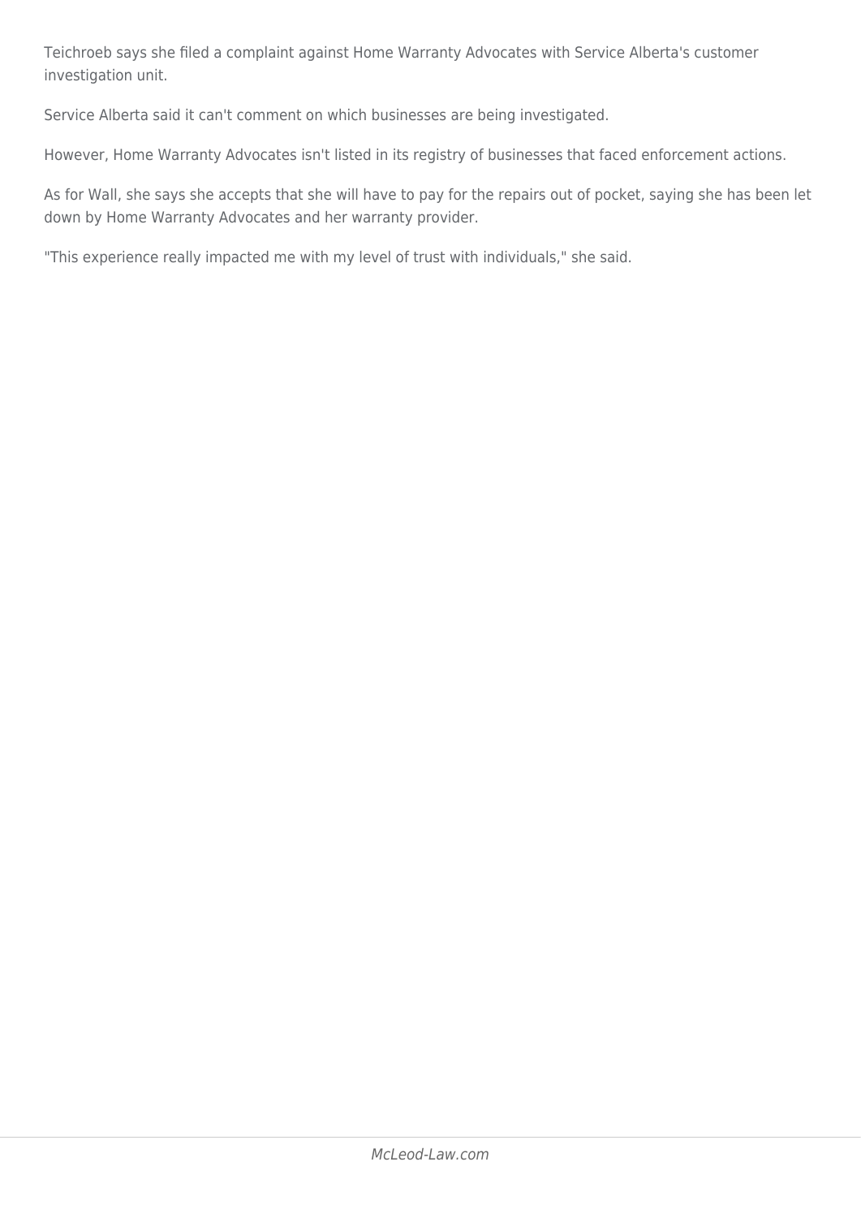Teichroeb says she filed a complaint against Home Warranty Advocates with Service Alberta's customer investigation unit.

Service Alberta said it can't comment on which businesses are being investigated.

However, Home Warranty Advocates isn't listed in its registry of businesses that faced enforcement actions.

As for Wall, she says she accepts that she will have to pay for the repairs out of pocket, saying she has been let down by Home Warranty Advocates and her warranty provider.

"This experience really impacted me with my level of trust with individuals," she said.